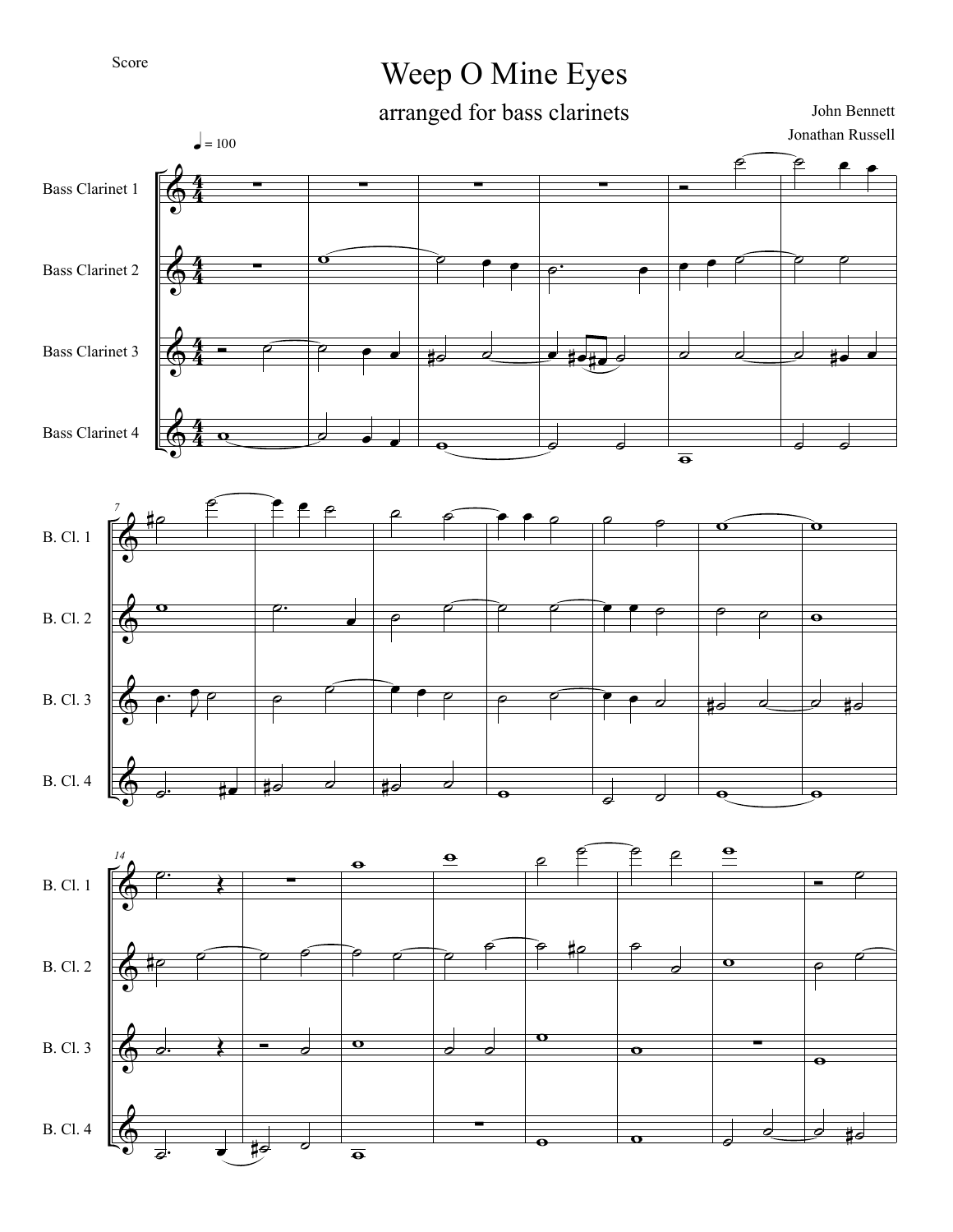Score

# Weep O Mine Eyes

## arranged for bass clarinets

John Bennett

Jonathan Russell

♩ = 100

Bass Clarinet 1

Bass Clarinet 2

Bass Clarinet 3

Bass Clarinet 4

B. Cl. 1

B. Cl. 2

B. Cl. 3

B. Cl. 4

B. Cl. 1

B. Cl. 2

B. Cl. 3

B. Cl. 4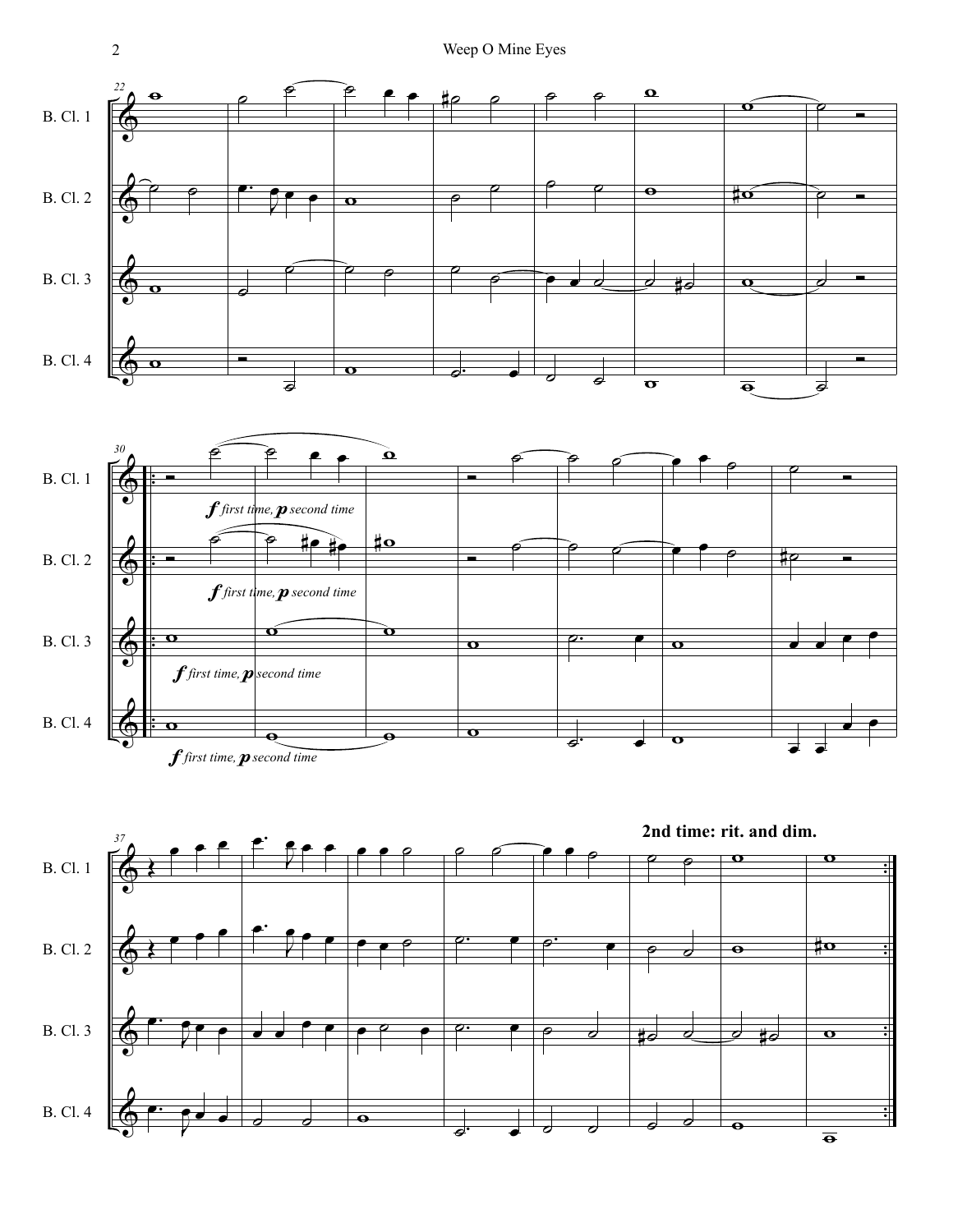22

B. Cl. 1

B. Cl. 2

B. Cl. 3

B. Cl. 4

30

*f* *first time,* *p* *second time*

*f* *first time,* *p* *second time*

*f* *first time,* *p* *second time*

*f* *first time,* *p* *second time*

37

**2nd time: rit. and dim.**